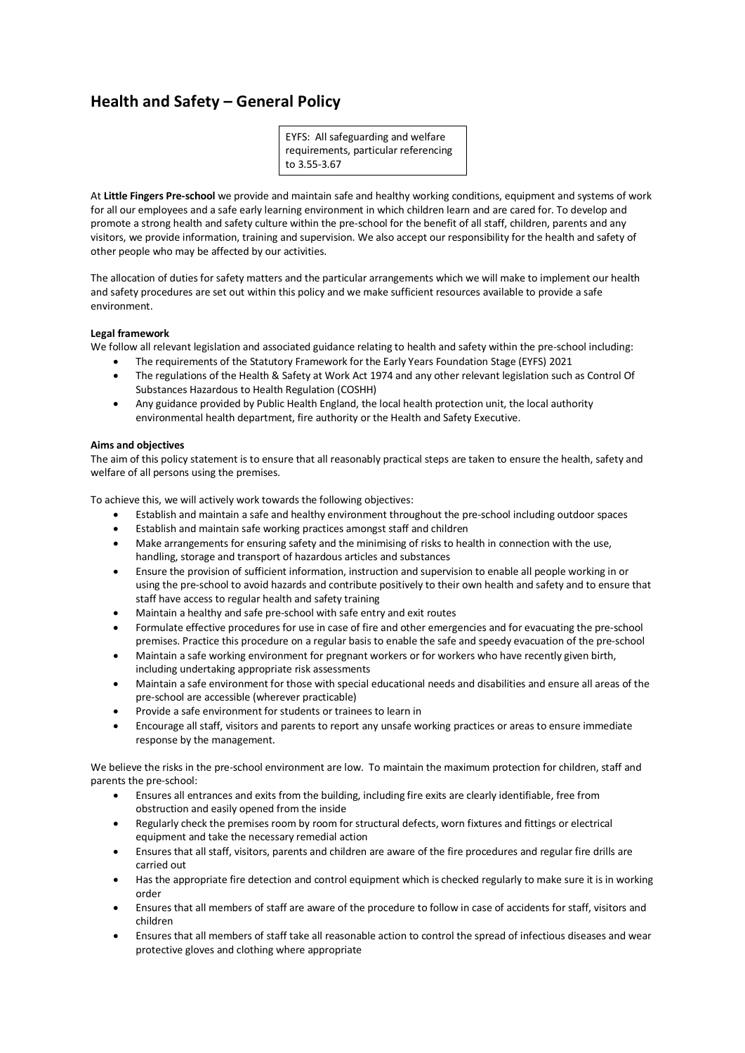# Health and Safety – General Policy

EYFS: All safeguarding and welfare requirements, particular referencing to 3.55-3.67

At **Little Fingers Pre-school** we provide and maintain safe and healthy working conditions, equipment and systems of work for all our employees and a safe early learning environment in which children learn and are cared for. To develop and promote a strong health and safety culture within the pre-school for the benefit of all staff, children, parents and any visitors, we provide information, training and supervision. We also accept our responsibility for the health and safety of other people who may be affected by our activities.

The allocation of duties for safety matters and the particular arrangements which we will make to implement our health and safety procedures are set out within this policy and we make sufficient resources available to provide a safe environment.

**Legal framework**

We follow all relevant legislation and associated guidance relating to health and safety within the pre-school including:

- The requirements of the Statutory Framework for the Early Years Foundation Stage (EYFS) 2021
- The regulations of the Health & Safety at Work Act 1974 and any other relevant legislation such as Control Of Substances Hazardous to Health Regulation (COSHH)
- Any guidance provided by Public Health England, the local health protection unit, the local authority environmental health department, fire authority or the Health and Safety Executive.

**Aims and objectives**

The aim of this policy statement is to ensure that all reasonably practical steps are taken to ensure the health, safety and welfare of all persons using the premises.

To achieve this, we will actively work towards the following objectives:

- Establish and maintain a safe and healthy environment throughout the pre-school including outdoor spaces
- Establish and maintain safe working practices amongst staff and children
- Make arrangements for ensuring safety and the minimising of risks to health in connection with the use, handling, storage and transport of hazardous articles and substances
- Ensure the provision of sufficient information, instruction and supervision to enable all people working in or using the pre-school to avoid hazards and contribute positively to their own health and safety and to ensure that staff have access to regular health and safety training
- Maintain a healthy and safe pre-school with safe entry and exit routes
- Formulate effective procedures for use in case of fire and other emergencies and for evacuating the pre-school premises. Practice this procedure on a regular basis to enable the safe and speedy evacuation of the pre-school
- Maintain a safe working environment for pregnant workers or for workers who have recently given birth, including undertaking appropriate risk assessments
- Maintain a safe environment for those with special educational needs and disabilities and ensure all areas of the pre-school are accessible (wherever practicable)
- Provide a safe environment for students or trainees to learn in
- Encourage all staff, visitors and parents to report any unsafe working practices or areas to ensure immediate response by the management.

We believe the risks in the pre-school environment are low. To maintain the maximum protection for children, staff and parents the pre-school:

- Ensures all entrances and exits from the building, including fire exits are clearly identifiable, free from obstruction and easily opened from the inside
- Regularly check the premises room by room for structural defects, worn fixtures and fittings or electrical equipment and take the necessary remedial action
- Ensures that all staff, visitors, parents and children are aware of the fire procedures and regular fire drills are carried out
- Has the appropriate fire detection and control equipment which is checked regularly to make sure it is in working order
- Ensures that all members of staff are aware of the procedure to follow in case of accidents for staff, visitors and children
- Ensures that all members of staff take all reasonable action to control the spread of infectious diseases and wear protective gloves and clothing where appropriate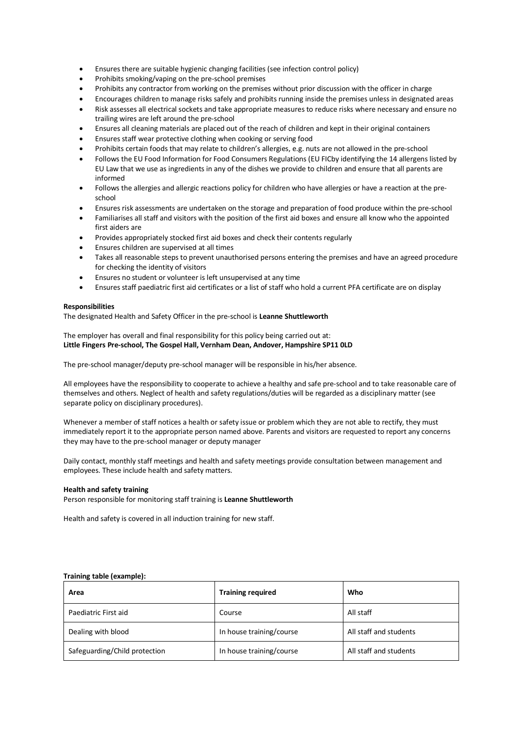- Ensures there are suitable hygienic changing facilities (see infection control policy)
- Prohibits smoking/vaping on the pre-school premises
- Prohibits any contractor from working on the premises without prior discussion with the officer in charge
- Encourages children to manage risks safely and prohibits running inside the premises unless in designated areas
- Risk assesses all electrical sockets and take appropriate measures to reduce risks where necessary and ensure no trailing wires are left around the pre-school
- Ensures all cleaning materials are placed out of the reach of children and kept in their original containers
- Ensures staff wear protective clothing when cooking or serving food
- Prohibits certain foods that may relate to children's allergies, e.g. nuts are not allowed in the pre-school
- Follows the EU Food Information for Food Consumers Regulations (EU FICby identifying the 14 allergens listed by EU Law that we use as ingredients in any of the dishes we provide to children and ensure that all parents are informed
- Follows the allergies and allergic reactions policy for children who have allergies or have a reaction at the pre-school
- Ensures risk assessments are undertaken on the storage and preparation of food produce within the pre-school
- Familiarises all staff and visitors with the position of the first aid boxes and ensure all know who the appointed first aiders are
- Provides appropriately stocked first aid boxes and check their contents regularly
- Ensures children are supervised at all times
- Takes all reasonable steps to prevent unauthorised persons entering the premises and have an agreed procedure for checking the identity of visitors
- Ensures no student or volunteer is left unsupervised at any time
- Ensures staff paediatric first aid certificates or a list of staff who hold a current PFA certificate are on display

**Responsibilities**

The designated Health and Safety Officer in the pre-school is **Leanne Shuttleworth**

The employer has overall and final responsibility for this policy being carried out at:
**Little Fingers Pre-school, The Gospel Hall, Vernham Dean, Andover, Hampshire SP11 0LD**

The pre-school manager/deputy pre-school manager will be responsible in his/her absence.

All employees have the responsibility to cooperate to achieve a healthy and safe pre-school and to take reasonable care of themselves and others. Neglect of health and safety regulations/duties will be regarded as a disciplinary matter (see separate policy on disciplinary procedures).

Whenever a member of staff notices a health or safety issue or problem which they are not able to rectify, they must immediately report it to the appropriate person named above. Parents and visitors are requested to report any concerns they may have to the pre-school manager or deputy manager

Daily contact, monthly staff meetings and health and safety meetings provide consultation between management and employees. These include health and safety matters.

**Health and safety training**

Person responsible for monitoring staff training is **Leanne Shuttleworth**

Health and safety is covered in all induction training for new staff.

**Training table (example):**

| Area | Training required | Who |
|---|---|---|
| Paediatric First aid | Course | All staff |
| Dealing with blood | In house training/course | All staff and students |
| Safeguarding/Child protection | In house training/course | All staff and students |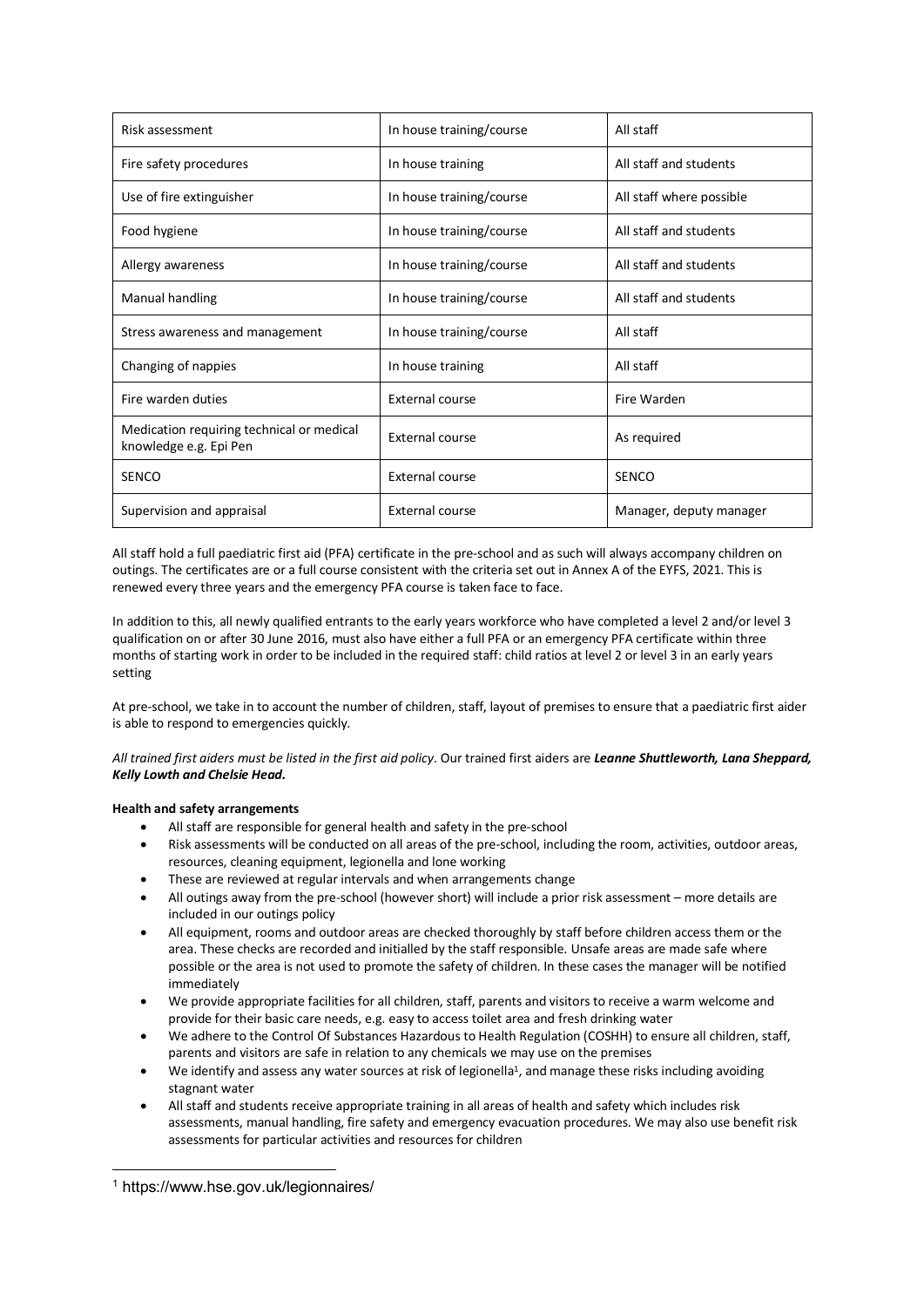| Risk assessment | In house training/course | All staff |
|---|---|---|
| Fire safety procedures | In house training | All staff and students |
| Use of fire extinguisher | In house training/course | All staff where possible |
| Food hygiene | In house training/course | All staff and students |
| Allergy awareness | In house training/course | All staff and students |
| Manual handling | In house training/course | All staff and students |
| Stress awareness and management | In house training/course | All staff |
| Changing of nappies | In house training | All staff |
| Fire warden duties | External course | Fire Warden |
| Medication requiring technical or medical knowledge e.g. Epi Pen | External course | As required |
| SENCO | External course | SENCO |
| Supervision and appraisal | External course | Manager, deputy manager |

All staff hold a full paediatric first aid (PFA) certificate in the pre-school and as such will always accompany children on outings. The certificates are or a full course consistent with the criteria set out in Annex A of the EYFS, 2021. This is renewed every three years and the emergency PFA course is taken face to face.

In addition to this, all newly qualified entrants to the early years workforce who have completed a level 2 and/or level 3 qualification on or after 30 June 2016, must also have either a full PFA or an emergency PFA certificate within three months of starting work in order to be included in the required staff: child ratios at level 2 or level 3 in an early years setting

At pre-school, we take in to account the number of children, staff, layout of premises to ensure that a paediatric first aider is able to respond to emergencies quickly.

*All trained first aiders must be listed in the first aid policy*. Our trained first aiders are ***Leanne Shuttleworth, Lana Sheppard, Kelly Lowth and Chelsie Head.***

**Health and safety arrangements**

- All staff are responsible for general health and safety in the pre-school
- Risk assessments will be conducted on all areas of the pre-school, including the room, activities, outdoor areas, resources, cleaning equipment, legionella and lone working
- These are reviewed at regular intervals and when arrangements change
- All outings away from the pre-school (however short) will include a prior risk assessment – more details are included in our outings policy
- All equipment, rooms and outdoor areas are checked thoroughly by staff before children access them or the area. These checks are recorded and initialled by the staff responsible. Unsafe areas are made safe where possible or the area is not used to promote the safety of children. In these cases the manager will be notified immediately
- We provide appropriate facilities for all children, staff, parents and visitors to receive a warm welcome and provide for their basic care needs, e.g. easy to access toilet area and fresh drinking water
- We adhere to the Control Of Substances Hazardous to Health Regulation (COSHH) to ensure all children, staff, parents and visitors are safe in relation to any chemicals we may use on the premises
- We identify and assess any water sources at risk of legionella[1], and manage these risks including avoiding stagnant water
- All staff and students receive appropriate training in all areas of health and safety which includes risk assessments, manual handling, fire safety and emergency evacuation procedures. We may also use benefit risk assessments for particular activities and resources for children

[1] https://www.hse.gov.uk/legionnaires/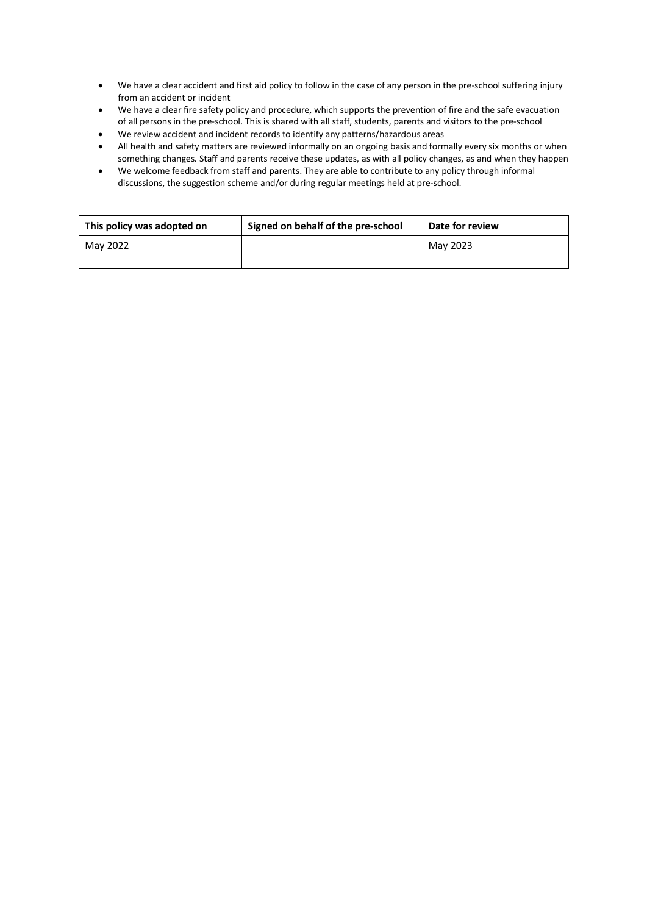- We have a clear accident and first aid policy to follow in the case of any person in the pre-school suffering injury from an accident or incident
- We have a clear fire safety policy and procedure, which supports the prevention of fire and the safe evacuation of all persons in the pre-school. This is shared with all staff, students, parents and visitors to the pre-school
- We review accident and incident records to identify any patterns/hazardous areas
- All health and safety matters are reviewed informally on an ongoing basis and formally every six months or when something changes. Staff and parents receive these updates, as with all policy changes, as and when they happen
- We welcome feedback from staff and parents. They are able to contribute to any policy through informal discussions, the suggestion scheme and/or during regular meetings held at pre-school.

| This policy was adopted on | Signed on behalf of the pre-school | Date for review |
|---|---|---|
| May 2022 | | May 2023 |